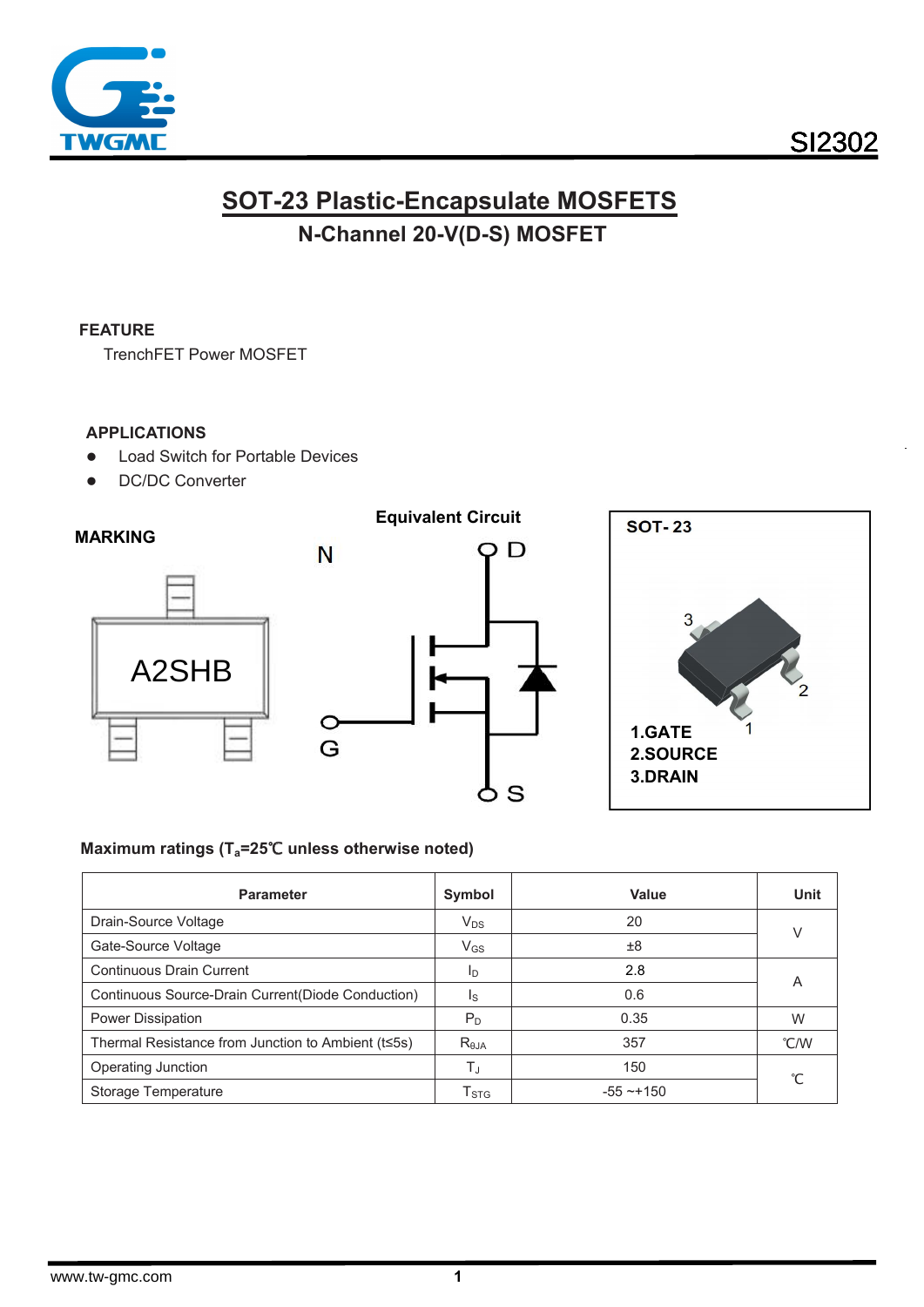SI2302

# SOT-23 Plastic-Encapsulate MOSFETS

## N-Channel 20-V(D-S) MOSFET

### FEATURE

TrenchFET Power MOSFET

### APPLICATIONS

- Load Switch for Portable Devices
- DC/DC Converter

### MARKING

A2SHB

### Equivalent Circuit

N

D

G

S

### SOT- 23

3

2

1

1.GATE
2.SOURCE
3.DRAIN

### Maximum ratings ($T_a$=25℃ unless otherwise noted)

| Parameter | Symbol | Value | Unit |
|---|---|---|---|
| Drain-Source Voltage | $V_{DS}$ | 20 | V |
| Gate-Source Voltage | $V_{GS}$ | ±8 | |
| Continuous Drain Current | $I_D$ | 2.8 | A |
| Continuous Source-Drain Current(Diode Conduction) | $I_S$ | 0.6 | |
| Power Dissipation | $P_D$ | 0.35 | W |
| Thermal Resistance from Junction to Ambient (t≤5s) | $R_{\theta JA}$ | 357 | ℃/W |
| Operating Junction | $T_J$ | 150 | ℃ |
| Storage Temperature | $T_{STG}$ | -55 ~+150 | |

www.tw-gmc.com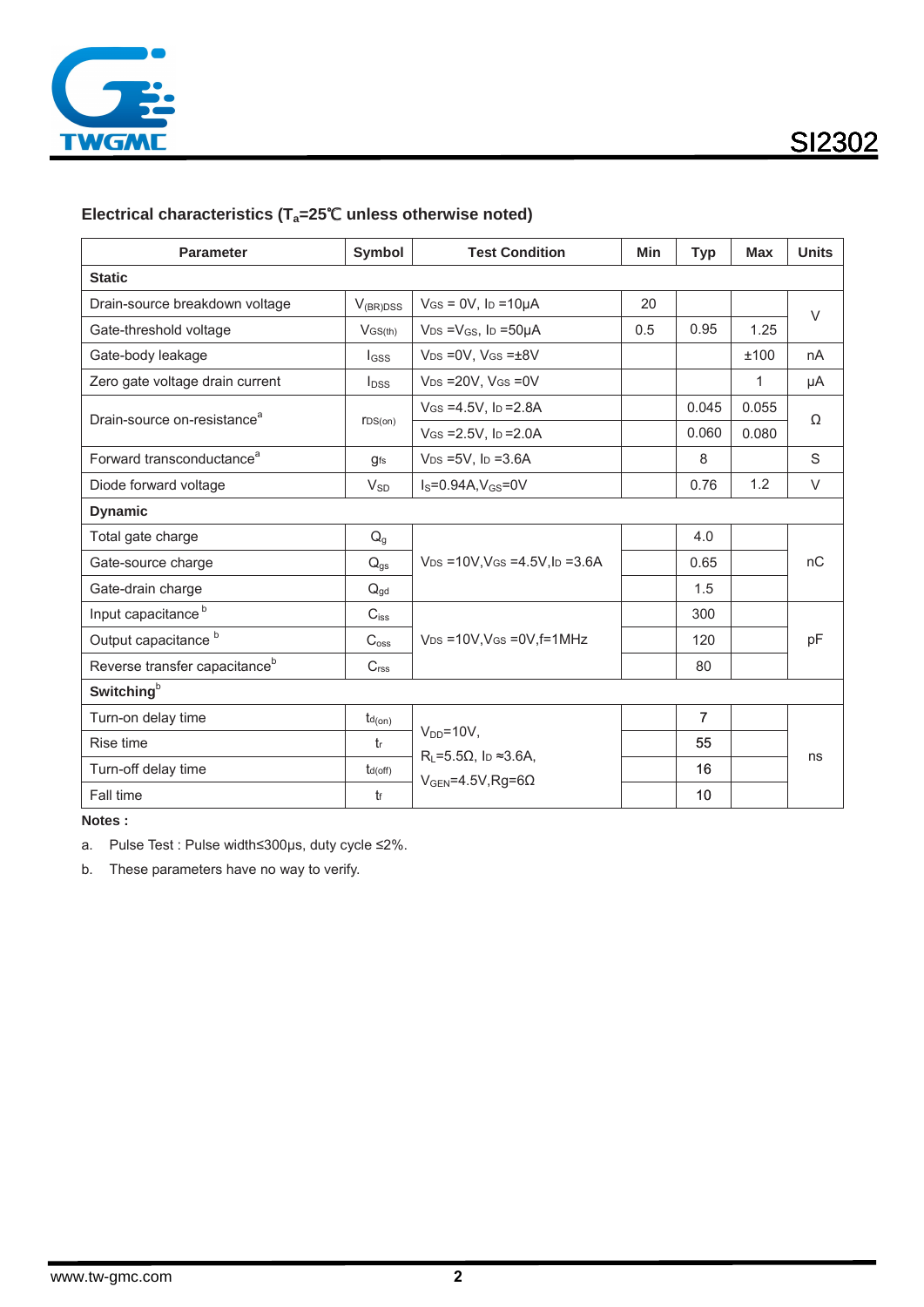## Electrical characteristics ($T_a$=25℃ unless otherwise noted)

| Parameter | Symbol | Test Condition | Min | Typ | Max | Units |
|---|---|---|---|---|---|---|
| **Static** | | | | | | |
| Drain-source breakdown voltage | $V_{(BR)DSS}$ | $V_{GS}$ = 0V, $I_D$ =10μA | 20 | | | V |
| Gate-threshold voltage | $V_{GS(th)}$ | $V_{DS}$ =$V_{GS}$, $I_D$ =50μA | 0.5 | 0.95 | 1.25 | V |
| Gate-body leakage | $I_{GSS}$ | $V_{DS}$ =0V, $V_{GS}$ =±8V | | | ±100 | nA |
| Zero gate voltage drain current | $I_{DSS}$ | $V_{DS}$ =20V, $V_{GS}$ =0V | | | 1 | μA |
| Drain-source on-resistance[a] | $r_{DS(on)}$ | $V_{GS}$ =4.5V, $I_D$ =2.8A | | 0.045 | 0.055 | Ω |
| | | $V_{GS}$ =2.5V, $I_D$ =2.0A | | 0.060 | 0.080 | |
| Forward transconductance[a] | $g_{fs}$ | $V_{DS}$ =5V, $I_D$ =3.6A | | 8 | | S |
| Diode forward voltage | $V_{SD}$ | $I_S$=0.94A,$V_{GS}$=0V | | 0.76 | 1.2 | V |
| **Dynamic** | | | | | | |
| Total gate charge | $Q_g$ | $V_{DS}$ =10V,$V_{GS}$ =4.5V,$I_D$ =3.6A | | 4.0 | | nC |
| Gate-source charge | $Q_{gs}$ | | | 0.65 | | |
| Gate-drain charge | $Q_{gd}$ | | | 1.5 | | |
| Input capacitance[b] | $C_{iss}$ | $V_{DS}$ =10V,$V_{GS}$ =0V,f=1MHz | | 300 | | pF |
| Output capacitance[b] | $C_{oss}$ | | | 120 | | |
| Reverse transfer capacitance[b] | $C_{rss}$ | | | 80 | | |
| **Switching**[b] | | | | | | |
| Turn-on delay time | $t_{d(on)}$ | $V_{DD}$=10V, $R_L$=5.5Ω, $I_D$ ≈3.6A, $V_{GEN}$=4.5V,Rg=6Ω | | 7 | | ns |
| Rise time | $t_r$ | | | 55 | | |
| Turn-off delay time | $t_{d(off)}$ | | | 16 | | |
| Fall time | $t_f$ | | | 10 | | |

**Notes :**

a. Pulse Test : Pulse width≤300μs, duty cycle ≤2%.

b. These parameters have no way to verify.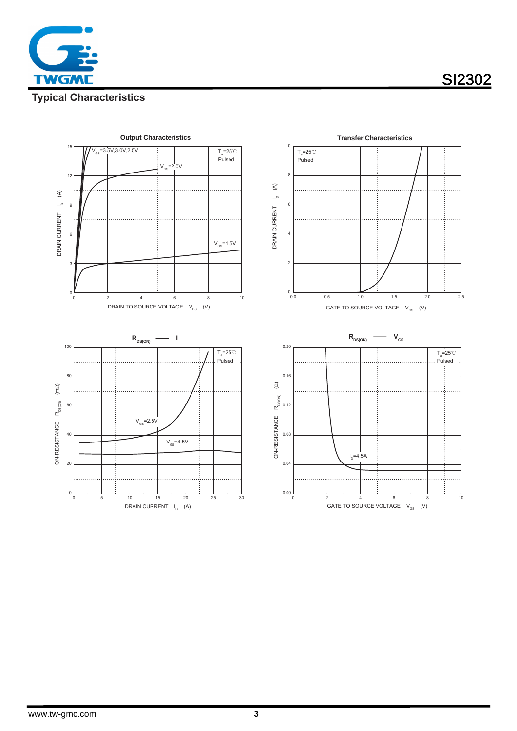## Typical Characteristics

**Output Characteristics**

$V_{GS}$=3.5V,3.0V,2.5V

$V_{GS}$=2.0V

$V_{GS}$=1.5V

$T_a$=25℃
Pulsed

DRAIN CURRENT $I_D$ (A)

DRAIN TO SOURCE VOLTAGE $V_{DS}$ (V)

**Transfer Characteristics**

$T_a$=25℃
Pulsed

DRAIN CURRENT $I_D$ (A)

GATE TO SOURCE VOLTAGE $V_{GS}$ (V)

**$R_{DS(ON)}$ —— I**

$T_a$=25℃
Pulsed

$V_{GS}$=2.5V

$V_{GS}$=4.5V

ON-RESISTANCE $R_{DS(ON)}$ (mΩ)

DRAIN CURRENT $I_D$ (A)

**$R_{DS(ON)}$ —— $V_{GS}$**

$T_a$=25℃
Pulsed

$I_D$=4.5A

ON-RESISTANCE $R_{DS(ON)}$ (Ω)

GATE TO SOURCE VOLTAGE $V_{GS}$ (V)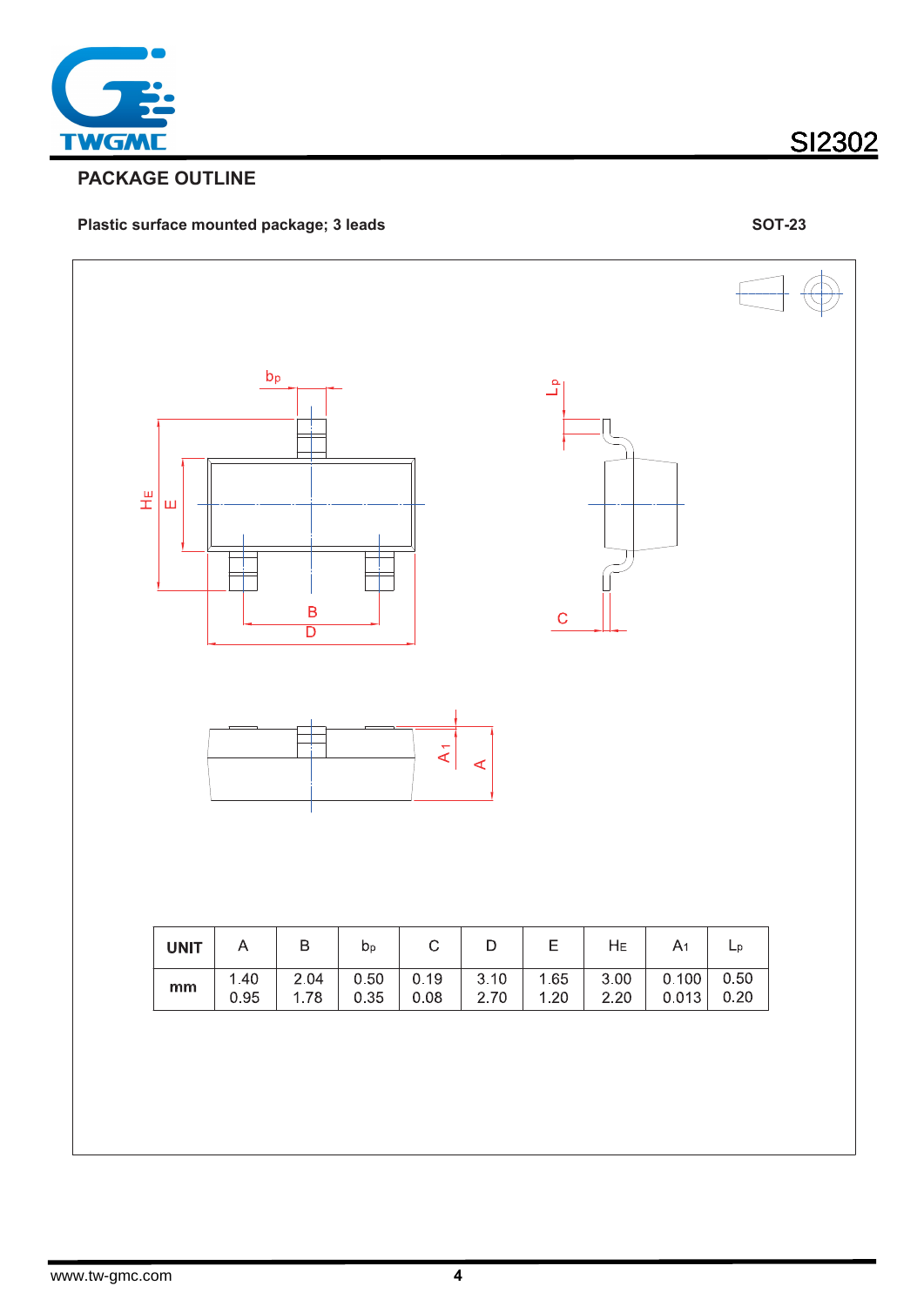## PACKAGE OUTLINE

**Plastic surface mounted package; 3 leads** **SOT-23**

| UNIT | A | B | $b_p$ | C | D | E | $H_E$ | $A_1$ | $L_p$ |
|---|---|---|---|---|---|---|---|---|---|
| mm | 1.40<br>0.95 | 2.04<br>1.78 | 0.50<br>0.35 | 0.19<br>0.08 | 3.10<br>2.70 | 1.65<br>1.20 | 3.00<br>2.20 | 0.100<br>0.013 | 0.50<br>0.20 |